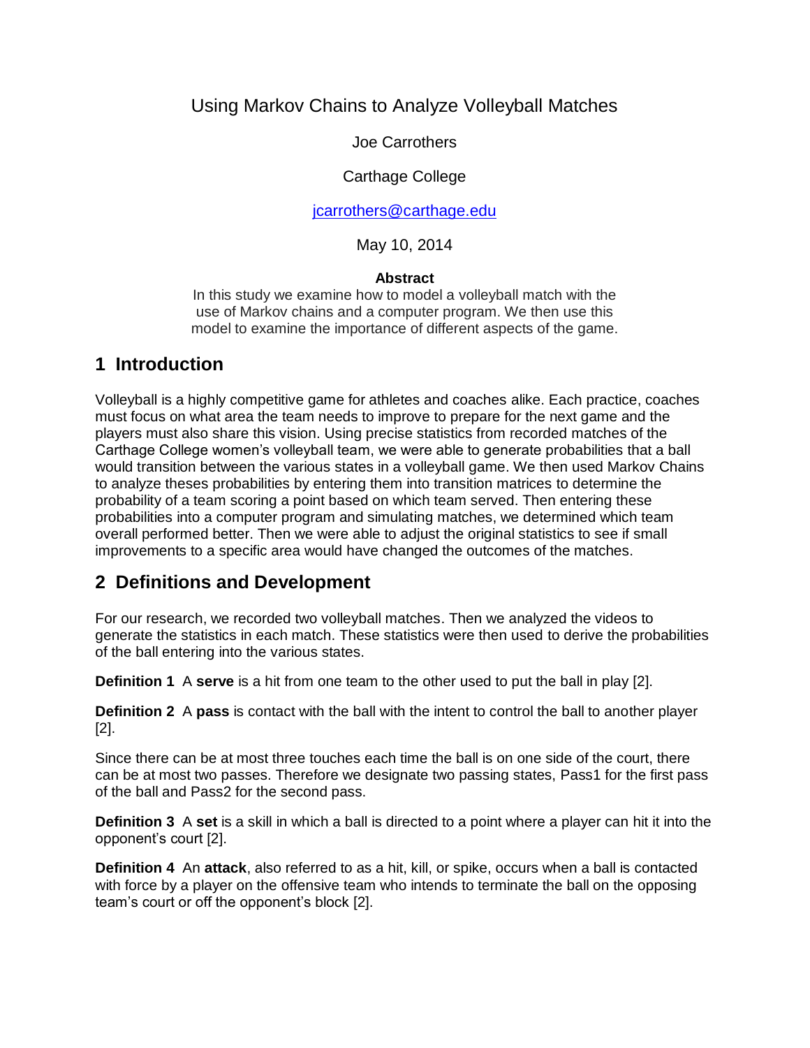# Using Markov Chains to Analyze Volleyball Matches

Joe Carrothers

Carthage College

jcarrothers@carthage.edu

May 10, 2014

**Abstract**

In this study we examine how to model a volleyball match with the use of Markov chains and a computer program. We then use this model to examine the importance of different aspects of the game.

## 1 Introduction

Volleyball is a highly competitive game for athletes and coaches alike. Each practice, coaches must focus on what area the team needs to improve to prepare for the next game and the players must also share this vision. Using precise statistics from recorded matches of the Carthage College women's volleyball team, we were able to generate probabilities that a ball would transition between the various states in a volleyball game. We then used Markov Chains to analyze theses probabilities by entering them into transition matrices to determine the probability of a team scoring a point based on which team served. Then entering these probabilities into a computer program and simulating matches, we determined which team overall performed better. Then we were able to adjust the original statistics to see if small improvements to a specific area would have changed the outcomes of the matches.

## 2 Definitions and Development

For our research, we recorded two volleyball matches. Then we analyzed the videos to generate the statistics in each match. These statistics were then used to derive the probabilities of the ball entering into the various states.

**Definition 1** A **serve** is a hit from one team to the other used to put the ball in play [2].

**Definition 2** A **pass** is contact with the ball with the intent to control the ball to another player [2].

Since there can be at most three touches each time the ball is on one side of the court, there can be at most two passes. Therefore we designate two passing states, Pass1 for the first pass of the ball and Pass2 for the second pass.

**Definition 3** A **set** is a skill in which a ball is directed to a point where a player can hit it into the opponent's court [2].

**Definition 4** An **attack**, also referred to as a hit, kill, or spike, occurs when a ball is contacted with force by a player on the offensive team who intends to terminate the ball on the opposing team's court or off the opponent's block [2].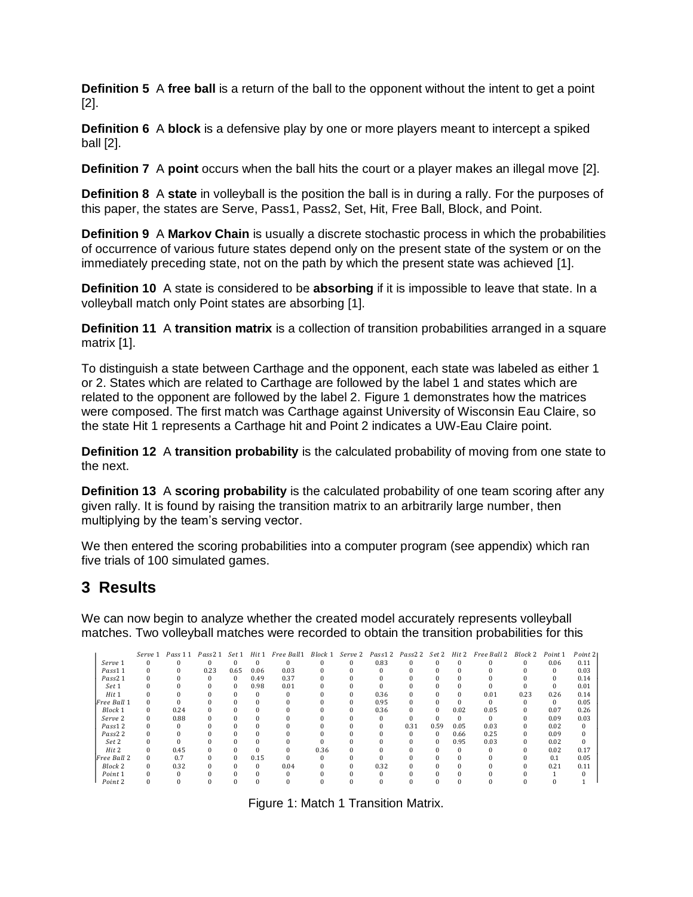**Definition 5** A **free ball** is a return of the ball to the opponent without the intent to get a point [2].

**Definition 6** A **block** is a defensive play by one or more players meant to intercept a spiked ball [2].

**Definition 7** A **point** occurs when the ball hits the court or a player makes an illegal move [2].

**Definition 8** A **state** in volleyball is the position the ball is in during a rally. For the purposes of this paper, the states are Serve, Pass1, Pass2, Set, Hit, Free Ball, Block, and Point.

**Definition 9** A **Markov Chain** is usually a discrete stochastic process in which the probabilities of occurrence of various future states depend only on the present state of the system or on the immediately preceding state, not on the path by which the present state was achieved [1].

**Definition 10** A state is considered to be **absorbing** if it is impossible to leave that state. In a volleyball match only Point states are absorbing [1].

**Definition 11** A **transition matrix** is a collection of transition probabilities arranged in a square matrix [1].

To distinguish a state between Carthage and the opponent, each state was labeled as either 1 or 2. States which are related to Carthage are followed by the label 1 and states which are related to the opponent are followed by the label 2. Figure 1 demonstrates how the matrices were composed. The first match was Carthage against University of Wisconsin Eau Claire, so the state Hit 1 represents a Carthage hit and Point 2 indicates a UW-Eau Claire point.

**Definition 12** A **transition probability** is the calculated probability of moving from one state to the next.

**Definition 13** A **scoring probability** is the calculated probability of one team scoring after any given rally. It is found by raising the transition matrix to an arbitrarily large number, then multiplying by the team's serving vector.

We then entered the scoring probabilities into a computer program (see appendix) which ran five trials of 100 simulated games.

## 3 Results

We can now begin to analyze whether the created model accurately represents volleyball matches. Two volleyball matches were recorded to obtain the transition probabilities for this

| | Serve 1 | Pass 1 1 | Pass2 1 | Set 1 | Hit 1 | Free Ball1 | Block 1 | Serve 2 | Pass1 2 | Pass2 2 | Set 2 | Hit 2 | Free Ball 2 | Block 2 | Point 1 | Point 2 |
|---|---|---|---|---|---|---|---|---|---|---|---|---|---|---|---|---|
| Serve 1 | 0 | 0 | 0 | 0 | 0 | 0 | 0 | 0 | 0.83 | 0 | 0 | 0 | 0 | 0 | 0.06 | 0.11 |
| Pass1 1 | 0 | 0 | 0.23 | 0.65 | 0.06 | 0.03 | 0 | 0 | 0 | 0 | 0 | 0 | 0 | 0 | 0 | 0.03 |
| Pass2 1 | 0 | 0 | 0 | 0 | 0.49 | 0.37 | 0 | 0 | 0 | 0 | 0 | 0 | 0 | 0 | 0 | 0.14 |
| Set 1 | 0 | 0 | 0 | 0 | 0.98 | 0.01 | 0 | 0 | 0 | 0 | 0 | 0 | 0 | 0 | 0 | 0.01 |
| Hit 1 | 0 | 0 | 0 | 0 | 0 | 0 | 0 | 0 | 0.36 | 0 | 0 | 0 | 0.01 | 0.23 | 0.26 | 0.14 |
| Free Ball 1 | 0 | 0 | 0 | 0 | 0 | 0 | 0 | 0 | 0.95 | 0 | 0 | 0 | 0 | 0 | 0 | 0.05 |
| Block 1 | 0 | 0.24 | 0 | 0 | 0 | 0 | 0 | 0 | 0.36 | 0 | 0 | 0.02 | 0.05 | 0 | 0.07 | 0.26 |
| Serve 2 | 0 | 0.88 | 0 | 0 | 0 | 0 | 0 | 0 | 0 | 0 | 0 | 0 | 0 | 0 | 0.09 | 0.03 |
| Pass1 2 | 0 | 0 | 0 | 0 | 0 | 0 | 0 | 0 | 0 | 0.31 | 0.59 | 0.05 | 0.03 | 0 | 0.02 | 0 |
| Pass2 2 | 0 | 0 | 0 | 0 | 0 | 0 | 0 | 0 | 0 | 0 | 0 | 0.66 | 0.25 | 0 | 0.09 | 0 |
| Set 2 | 0 | 0 | 0 | 0 | 0 | 0 | 0 | 0 | 0 | 0 | 0 | 0.95 | 0.03 | 0 | 0.02 | 0 |
| Hit 2 | 0 | 0.45 | 0 | 0 | 0 | 0 | 0.36 | 0 | 0 | 0 | 0 | 0 | 0 | 0 | 0.02 | 0.17 |
| Free Ball 2 | 0 | 0.7 | 0 | 0 | 0.15 | 0 | 0 | 0 | 0 | 0 | 0 | 0 | 0 | 0 | 0.1 | 0.05 |
| Block 2 | 0 | 0.32 | 0 | 0 | 0 | 0.04 | 0 | 0 | 0.32 | 0 | 0 | 0 | 0 | 0 | 0.21 | 0.11 |
| Point 1 | 0 | 0 | 0 | 0 | 0 | 0 | 0 | 0 | 0 | 0 | 0 | 0 | 0 | 0 | 1 | 0 |
| Point 2 | 0 | 0 | 0 | 0 | 0 | 0 | 0 | 0 | 0 | 0 | 0 | 0 | 0 | 0 | 0 | 1 |

Figure 1: Match 1 Transition Matrix.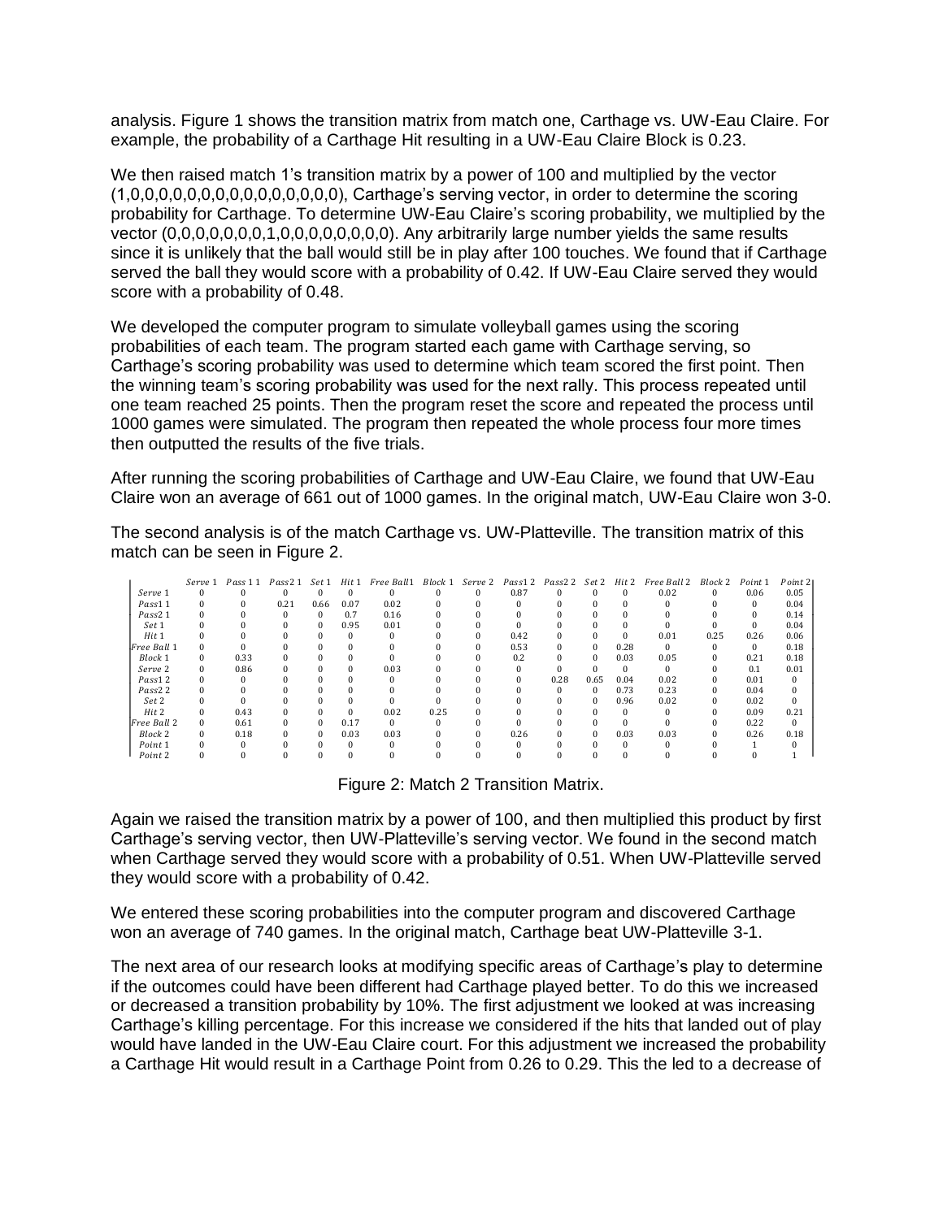analysis. Figure 1 shows the transition matrix from match one, Carthage vs. UW-Eau Claire. For example, the probability of a Carthage Hit resulting in a UW-Eau Claire Block is 0.23.

We then raised match 1's transition matrix by a power of 100 and multiplied by the vector (1,0,0,0,0,0,0,0,0,0,0,0,0,0,0,0,0,0), Carthage's serving vector, in order to determine the scoring probability for Carthage. To determine UW-Eau Claire's scoring probability, we multiplied by the vector (0,0,0,0,0,0,0,1,0,0,0,0,0,0,0,0). Any arbitrarily large number yields the same results since it is unlikely that the ball would still be in play after 100 touches. We found that if Carthage served the ball they would score with a probability of 0.42. If UW-Eau Claire served they would score with a probability of 0.48.

We developed the computer program to simulate volleyball games using the scoring probabilities of each team. The program started each game with Carthage serving, so Carthage's scoring probability was used to determine which team scored the first point. Then the winning team's scoring probability was used for the next rally. This process repeated until one team reached 25 points. Then the program reset the score and repeated the process until 1000 games were simulated. The program then repeated the whole process four more times then outputted the results of the five trials.

After running the scoring probabilities of Carthage and UW-Eau Claire, we found that UW-Eau Claire won an average of 661 out of 1000 games. In the original match, UW-Eau Claire won 3-0.

The second analysis is of the match Carthage vs. UW-Platteville. The transition matrix of this match can be seen in Figure 2.

| | Serve 1 | Pass1 1 | Pass2 1 | Set 1 | Hit 1 | Free Ball1 | Block 1 | Serve 2 | Pass1 2 | Pass2 2 | Set 2 | Hit 2 | Free Ball 2 | Block 2 | Point 1 | Point 2 |
|---|---|---|---|---|---|---|---|---|---|---|---|---|---|---|---|---|
| Serve 1 | 0 | 0 | 0 | 0 | 0 | 0 | 0 | 0 | 0.87 | 0 | 0 | 0 | 0.02 | 0 | 0.06 | 0.05 |
| Pass1 1 | 0 | 0 | 0.21 | 0.66 | 0.07 | 0.02 | 0 | 0 | 0 | 0 | 0 | 0 | 0 | 0 | 0 | 0.04 |
| Pass2 1 | 0 | 0 | 0 | 0 | 0.7 | 0.16 | 0 | 0 | 0 | 0 | 0 | 0 | 0 | 0 | 0 | 0.14 |
| Set 1 | 0 | 0 | 0 | 0 | 0.95 | 0.01 | 0 | 0 | 0 | 0 | 0 | 0 | 0 | 0 | 0 | 0.04 |
| Hit 1 | 0 | 0 | 0 | 0 | 0 | 0 | 0 | 0 | 0.42 | 0 | 0 | 0 | 0.01 | 0.25 | 0.26 | 0.06 |
| Free Ball 1 | 0 | 0 | 0 | 0 | 0 | 0 | 0 | 0 | 0.53 | 0 | 0 | 0.28 | 0 | 0 | 0 | 0.18 |
| Block 1 | 0 | 0.33 | 0 | 0 | 0 | 0 | 0 | 0 | 0.2 | 0 | 0 | 0.03 | 0.05 | 0 | 0.21 | 0.18 |
| Serve 2 | 0 | 0.86 | 0 | 0 | 0 | 0.03 | 0 | 0 | 0 | 0 | 0 | 0 | 0 | 0 | 0.1 | 0.01 |
| Pass1 2 | 0 | 0 | 0 | 0 | 0 | 0 | 0 | 0 | 0 | 0.28 | 0.65 | 0.04 | 0.02 | 0 | 0.01 | 0 |
| Pass2 2 | 0 | 0 | 0 | 0 | 0 | 0 | 0 | 0 | 0 | 0 | 0 | 0.73 | 0.23 | 0 | 0.04 | 0 |
| Set 2 | 0 | 0 | 0 | 0 | 0 | 0 | 0 | 0 | 0 | 0 | 0 | 0.96 | 0.02 | 0 | 0.02 | 0 |
| Hit 2 | 0 | 0.43 | 0 | 0 | 0 | 0.02 | 0.25 | 0 | 0 | 0 | 0 | 0 | 0 | 0 | 0.09 | 0.21 |
| Free Ball 2 | 0 | 0.61 | 0 | 0 | 0.17 | 0 | 0 | 0 | 0 | 0 | 0 | 0 | 0 | 0 | 0.22 | 0 |
| Block 2 | 0 | 0.18 | 0 | 0 | 0.03 | 0.03 | 0 | 0 | 0.26 | 0 | 0 | 0.03 | 0.03 | 0 | 0.26 | 0.18 |
| Point 1 | 0 | 0 | 0 | 0 | 0 | 0 | 0 | 0 | 0 | 0 | 0 | 0 | 0 | 0 | 1 | 0 |
| Point 2 | 0 | 0 | 0 | 0 | 0 | 0 | 0 | 0 | 0 | 0 | 0 | 0 | 0 | 0 | 0 | 1 |

Figure 2: Match 2 Transition Matrix.

Again we raised the transition matrix by a power of 100, and then multiplied this product by first Carthage's serving vector, then UW-Platteville's serving vector. We found in the second match when Carthage served they would score with a probability of 0.51. When UW-Platteville served they would score with a probability of 0.42.

We entered these scoring probabilities into the computer program and discovered Carthage won an average of 740 games. In the original match, Carthage beat UW-Platteville 3-1.

The next area of our research looks at modifying specific areas of Carthage's play to determine if the outcomes could have been different had Carthage played better. To do this we increased or decreased a transition probability by 10%. The first adjustment we looked at was increasing Carthage's killing percentage. For this increase we considered if the hits that landed out of play would have landed in the UW-Eau Claire court. For this adjustment we increased the probability a Carthage Hit would result in a Carthage Point from 0.26 to 0.29. This the led to a decrease of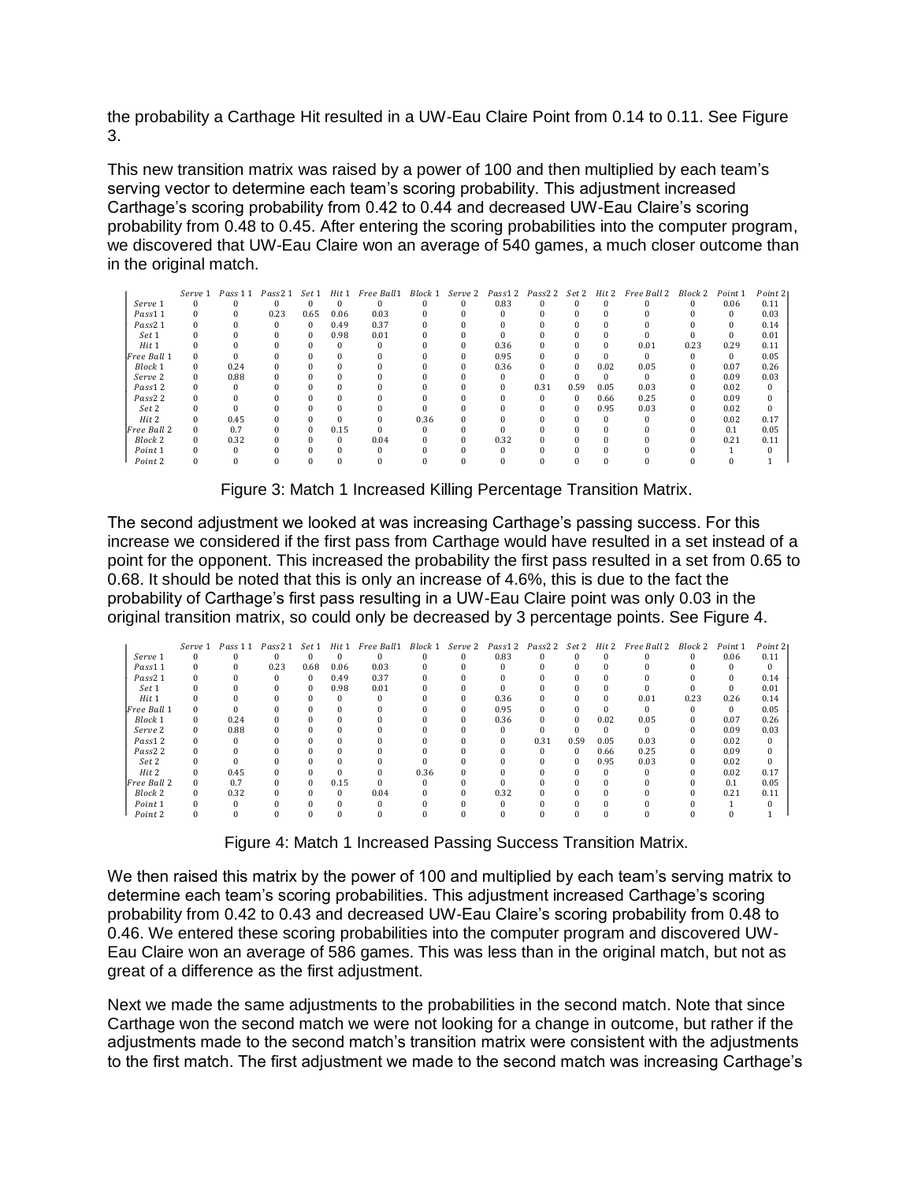the probability a Carthage Hit resulted in a UW-Eau Claire Point from 0.14 to 0.11. See Figure 3.

This new transition matrix was raised by a power of 100 and then multiplied by each team's serving vector to determine each team's scoring probability. This adjustment increased Carthage's scoring probability from 0.42 to 0.44 and decreased UW-Eau Claire's scoring probability from 0.48 to 0.45. After entering the scoring probabilities into the computer program, we discovered that UW-Eau Claire won an average of 540 games, a much closer outcome than in the original match.

| | Serve 1 | Pass 1 1 | Pass2 1 | Set 1 | Hit 1 | Free Ball1 | Block 1 | Serve 2 | Pass1 2 | Pass2 2 | Set 2 | Hit 2 | Free Ball 2 | Block 2 | Point 1 | Point 2 |
|---|---|---|---|---|---|---|---|---|---|---|---|---|---|---|---|---|
| Serve 1 | 0 | 0 | 0 | 0 | 0 | 0 | 0 | 0 | 0.83 | 0 | 0 | 0 | 0 | 0 | 0.06 | 0.11 |
| Pass1 1 | 0 | 0 | 0.23 | 0.65 | 0.06 | 0.03 | 0 | 0 | 0 | 0 | 0 | 0 | 0 | 0 | 0 | 0.03 |
| Pass2 1 | 0 | 0 | 0 | 0 | 0.49 | 0.37 | 0 | 0 | 0 | 0 | 0 | 0 | 0 | 0 | 0 | 0.14 |
| Set 1 | 0 | 0 | 0 | 0 | 0.98 | 0.01 | 0 | 0 | 0 | 0 | 0 | 0 | 0 | 0 | 0 | 0.01 |
| Hit 1 | 0 | 0 | 0 | 0 | 0 | 0 | 0 | 0 | 0.36 | 0 | 0 | 0 | 0.01 | 0.23 | 0.29 | 0.11 |
| Free Ball 1 | 0 | 0 | 0 | 0 | 0 | 0 | 0 | 0 | 0.95 | 0 | 0 | 0 | 0 | 0 | 0 | 0.05 |
| Block 1 | 0 | 0.24 | 0 | 0 | 0 | 0 | 0 | 0 | 0.36 | 0 | 0 | 0.02 | 0.05 | 0 | 0.07 | 0.26 |
| Serve 2 | 0 | 0.88 | 0 | 0 | 0 | 0 | 0 | 0 | 0 | 0 | 0 | 0 | 0 | 0 | 0.09 | 0.03 |
| Pass1 2 | 0 | 0 | 0 | 0 | 0 | 0 | 0 | 0 | 0 | 0.31 | 0.59 | 0.05 | 0.03 | 0 | 0.02 | 0 |
| Pass2 2 | 0 | 0 | 0 | 0 | 0 | 0 | 0 | 0 | 0 | 0 | 0 | 0.66 | 0.25 | 0 | 0.09 | 0 |
| Set 2 | 0 | 0 | 0 | 0 | 0 | 0 | 0 | 0 | 0 | 0 | 0 | 0.95 | 0.03 | 0 | 0.02 | 0 |
| Hit 2 | 0 | 0.45 | 0 | 0 | 0 | 0 | 0.36 | 0 | 0 | 0 | 0 | 0 | 0 | 0 | 0.02 | 0.17 |
| Free Ball 2 | 0 | 0.7 | 0 | 0 | 0.15 | 0 | 0 | 0 | 0 | 0 | 0 | 0 | 0 | 0 | 0.1 | 0.05 |
| Block 2 | 0 | 0.32 | 0 | 0 | 0 | 0.04 | 0 | 0 | 0.32 | 0 | 0 | 0 | 0 | 0 | 0.21 | 0.11 |
| Point 1 | 0 | 0 | 0 | 0 | 0 | 0 | 0 | 0 | 0 | 0 | 0 | 0 | 0 | 0 | 1 | 0 |
| Point 2 | 0 | 0 | 0 | 0 | 0 | 0 | 0 | 0 | 0 | 0 | 0 | 0 | 0 | 0 | 0 | 1 |

Figure 3: Match 1 Increased Killing Percentage Transition Matrix.

The second adjustment we looked at was increasing Carthage's passing success. For this increase we considered if the first pass from Carthage would have resulted in a set instead of a point for the opponent. This increased the probability the first pass resulted in a set from 0.65 to 0.68. It should be noted that this is only an increase of 4.6%, this is due to the fact the probability of Carthage's first pass resulting in a UW-Eau Claire point was only 0.03 in the original transition matrix, so could only be decreased by 3 percentage points. See Figure 4.

| | Serve 1 | Pass 1 1 | Pass2 1 | Set 1 | Hit 1 | Free Ball1 | Block 1 | Serve 2 | Pass1 2 | Pass2 2 | Set 2 | Hit 2 | Free Ball 2 | Block 2 | Point 1 | Point 2 |
|---|---|---|---|---|---|---|---|---|---|---|---|---|---|---|---|---|
| Serve 1 | 0 | 0 | 0 | 0 | 0 | 0 | 0 | 0 | 0.83 | 0 | 0 | 0 | 0 | 0 | 0.06 | 0.11 |
| Pass1 1 | 0 | 0 | 0.23 | 0.68 | 0.06 | 0.03 | 0 | 0 | 0 | 0 | 0 | 0 | 0 | 0 | 0 | 0 |
| Pass2 1 | 0 | 0 | 0 | 0 | 0.49 | 0.37 | 0 | 0 | 0 | 0 | 0 | 0 | 0 | 0 | 0 | 0.14 |
| Set 1 | 0 | 0 | 0 | 0 | 0.98 | 0.01 | 0 | 0 | 0 | 0 | 0 | 0 | 0 | 0 | 0 | 0.01 |
| Hit 1 | 0 | 0 | 0 | 0 | 0 | 0 | 0 | 0 | 0.36 | 0 | 0 | 0 | 0.01 | 0.23 | 0.26 | 0.14 |
| Free Ball 1 | 0 | 0 | 0 | 0 | 0 | 0 | 0 | 0 | 0.95 | 0 | 0 | 0 | 0 | 0 | 0 | 0.05 |
| Block 1 | 0 | 0.24 | 0 | 0 | 0 | 0 | 0 | 0 | 0.36 | 0 | 0 | 0.02 | 0.05 | 0 | 0.07 | 0.26 |
| Serve 2 | 0 | 0.88 | 0 | 0 | 0 | 0 | 0 | 0 | 0 | 0 | 0 | 0 | 0 | 0 | 0.09 | 0.03 |
| Pass1 2 | 0 | 0 | 0 | 0 | 0 | 0 | 0 | 0 | 0 | 0.31 | 0.59 | 0.05 | 0.03 | 0 | 0.02 | 0 |
| Pass2 2 | 0 | 0 | 0 | 0 | 0 | 0 | 0 | 0 | 0 | 0 | 0 | 0.66 | 0.25 | 0 | 0.09 | 0 |
| Set 2 | 0 | 0 | 0 | 0 | 0 | 0 | 0 | 0 | 0 | 0 | 0 | 0.95 | 0.03 | 0 | 0.02 | 0 |
| Hit 2 | 0 | 0.45 | 0 | 0 | 0 | 0 | 0.36 | 0 | 0 | 0 | 0 | 0 | 0 | 0 | 0.02 | 0.17 |
| Free Ball 2 | 0 | 0.7 | 0 | 0 | 0.15 | 0 | 0 | 0 | 0 | 0 | 0 | 0 | 0 | 0 | 0.1 | 0.05 |
| Block 2 | 0 | 0.32 | 0 | 0 | 0 | 0.04 | 0 | 0 | 0.32 | 0 | 0 | 0 | 0 | 0 | 0.21 | 0.11 |
| Point 1 | 0 | 0 | 0 | 0 | 0 | 0 | 0 | 0 | 0 | 0 | 0 | 0 | 0 | 0 | 1 | 0 |
| Point 2 | 0 | 0 | 0 | 0 | 0 | 0 | 0 | 0 | 0 | 0 | 0 | 0 | 0 | 0 | 0 | 1 |

Figure 4: Match 1 Increased Passing Success Transition Matrix.

We then raised this matrix by the power of 100 and multiplied by each team's serving matrix to determine each team's scoring probabilities. This adjustment increased Carthage's scoring probability from 0.42 to 0.43 and decreased UW-Eau Claire's scoring probability from 0.48 to 0.46. We entered these scoring probabilities into the computer program and discovered UW-Eau Claire won an average of 586 games. This was less than in the original match, but not as great of a difference as the first adjustment.

Next we made the same adjustments to the probabilities in the second match. Note that since Carthage won the second match we were not looking for a change in outcome, but rather if the adjustments made to the second match's transition matrix were consistent with the adjustments to the first match. The first adjustment we made to the second match was increasing Carthage's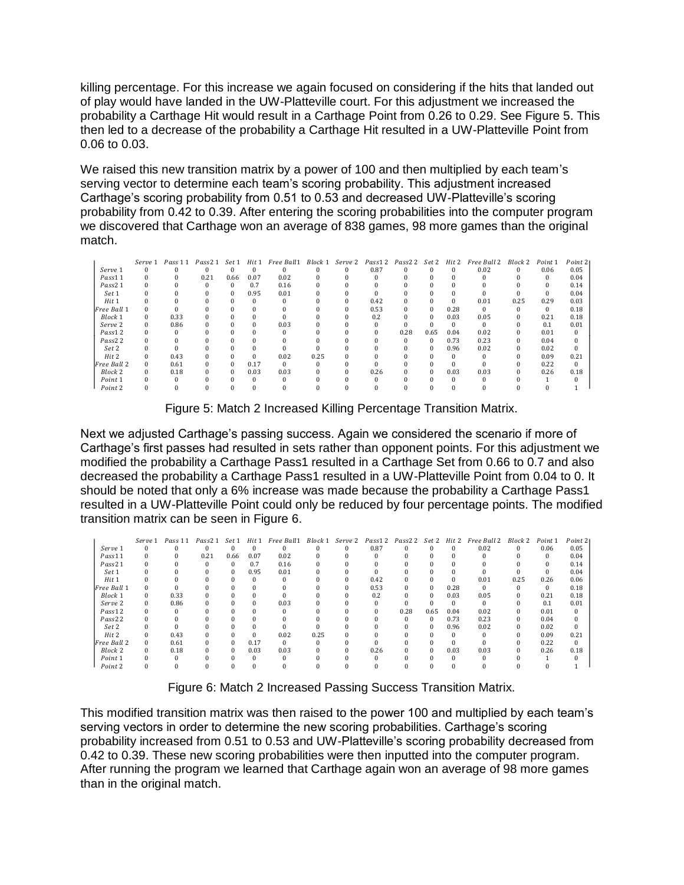killing percentage. For this increase we again focused on considering if the hits that landed out of play would have landed in the UW-Platteville court. For this adjustment we increased the probability a Carthage Hit would result in a Carthage Point from 0.26 to 0.29. See Figure 5. This then led to a decrease of the probability a Carthage Hit resulted in a UW-Platteville Point from 0.06 to 0.03.

We raised this new transition matrix by a power of 100 and then multiplied by each team's serving vector to determine each team's scoring probability. This adjustment increased Carthage's scoring probability from 0.51 to 0.53 and decreased UW-Platteville's scoring probability from 0.42 to 0.39. After entering the scoring probabilities into the computer program we discovered that Carthage won an average of 838 games, 98 more games than the original match.

| | Serve 1 | Pass1 1 | Pass2 1 | Set 1 | Hit 1 | Free Ball1 | Block 1 | Serve 2 | Pass1 2 | Pass2 2 | Set 2 | Hit 2 | Free Ball 2 | Block 2 | Point 1 | Point 2 |
|---|---|---|---|---|---|---|---|---|---|---|---|---|---|---|---|---|
| Serve 1 | 0 | 0 | 0 | 0 | 0 | 0 | 0 | 0 | 0.87 | 0 | 0 | 0 | 0.02 | 0 | 0.06 | 0.05 |
| Pass1 1 | 0 | 0 | 0.21 | 0.66 | 0.07 | 0.02 | 0 | 0 | 0 | 0 | 0 | 0 | 0 | 0 | 0 | 0.04 |
| Pass2 1 | 0 | 0 | 0 | 0 | 0.7 | 0.16 | 0 | 0 | 0 | 0 | 0 | 0 | 0 | 0 | 0 | 0.14 |
| Set 1 | 0 | 0 | 0 | 0 | 0.95 | 0.01 | 0 | 0 | 0 | 0 | 0 | 0 | 0 | 0 | 0 | 0.04 |
| Hit 1 | 0 | 0 | 0 | 0 | 0 | 0 | 0 | 0 | 0.42 | 0 | 0 | 0 | 0.01 | 0.25 | 0.29 | 0.03 |
| Free Ball 1 | 0 | 0 | 0 | 0 | 0 | 0 | 0 | 0 | 0.53 | 0 | 0 | 0.28 | 0 | 0 | 0 | 0.18 |
| Block 1 | 0 | 0.33 | 0 | 0 | 0 | 0 | 0 | 0 | 0.2 | 0 | 0 | 0.03 | 0.05 | 0 | 0.21 | 0.18 |
| Serve 2 | 0 | 0.86 | 0 | 0 | 0 | 0.03 | 0 | 0 | 0 | 0 | 0 | 0 | 0 | 0 | 0.1 | 0.01 |
| Pass1 2 | 0 | 0 | 0 | 0 | 0 | 0 | 0 | 0 | 0 | 0.28 | 0.65 | 0.04 | 0.02 | 0 | 0.01 | 0 |
| Pass2 2 | 0 | 0 | 0 | 0 | 0 | 0 | 0 | 0 | 0 | 0 | 0 | 0.73 | 0.23 | 0 | 0.04 | 0 |
| Set 2 | 0 | 0 | 0 | 0 | 0 | 0 | 0 | 0 | 0 | 0 | 0 | 0.96 | 0.02 | 0 | 0.02 | 0 |
| Hit 2 | 0 | 0.43 | 0 | 0 | 0 | 0.02 | 0.25 | 0 | 0 | 0 | 0 | 0 | 0 | 0 | 0.09 | 0.21 |
| Free Ball 2 | 0 | 0.61 | 0 | 0 | 0.17 | 0 | 0 | 0 | 0 | 0 | 0 | 0 | 0 | 0 | 0.22 | 0 |
| Block 2 | 0 | 0.18 | 0 | 0 | 0.03 | 0.03 | 0 | 0 | 0.26 | 0 | 0 | 0.03 | 0.03 | 0 | 0.26 | 0.18 |
| Point 1 | 0 | 0 | 0 | 0 | 0 | 0 | 0 | 0 | 0 | 0 | 0 | 0 | 0 | 0 | 1 | 0 |
| Point 2 | 0 | 0 | 0 | 0 | 0 | 0 | 0 | 0 | 0 | 0 | 0 | 0 | 0 | 0 | 0 | 1 |

Figure 5: Match 2 Increased Killing Percentage Transition Matrix.

Next we adjusted Carthage's passing success. Again we considered the scenario if more of Carthage's first passes had resulted in sets rather than opponent points. For this adjustment we modified the probability a Carthage Pass1 resulted in a Carthage Set from 0.66 to 0.7 and also decreased the probability a Carthage Pass1 resulted in a UW-Platteville Point from 0.04 to 0. It should be noted that only a 6% increase was made because the probability a Carthage Pass1 resulted in a UW-Platteville Point could only be reduced by four percentage points. The modified transition matrix can be seen in Figure 6.

| | Serve 1 | Pass1 1 | Pass2 1 | Set 1 | Hit 1 | Free Ball1 | Block 1 | Serve 2 | Pass1 2 | Pass2 2 | Set 2 | Hit 2 | Free Ball 2 | Block 2 | Point 1 | Point 2 |
|---|---|---|---|---|---|---|---|---|---|---|---|---|---|---|---|---|
| Serve 1 | 0 | 0 | 0 | 0 | 0 | 0 | 0 | 0 | 0.87 | 0 | 0 | 0 | 0.02 | 0 | 0.06 | 0.05 |
| Pass1 1 | 0 | 0 | 0.21 | 0.66 | 0.07 | 0.02 | 0 | 0 | 0 | 0 | 0 | 0 | 0 | 0 | 0 | 0.04 |
| Pass2 1 | 0 | 0 | 0 | 0 | 0.7 | 0.16 | 0 | 0 | 0 | 0 | 0 | 0 | 0 | 0 | 0 | 0.14 |
| Set 1 | 0 | 0 | 0 | 0 | 0.95 | 0.01 | 0 | 0 | 0 | 0 | 0 | 0 | 0 | 0 | 0 | 0.04 |
| Hit 1 | 0 | 0 | 0 | 0 | 0 | 0 | 0 | 0 | 0.42 | 0 | 0 | 0 | 0.01 | 0.25 | 0.26 | 0.06 |
| Free Ball 1 | 0 | 0 | 0 | 0 | 0 | 0 | 0 | 0 | 0.53 | 0 | 0 | 0.28 | 0 | 0 | 0 | 0.18 |
| Block 1 | 0 | 0.33 | 0 | 0 | 0 | 0 | 0 | 0 | 0.2 | 0 | 0 | 0.03 | 0.05 | 0 | 0.21 | 0.18 |
| Serve 2 | 0 | 0.86 | 0 | 0 | 0 | 0.03 | 0 | 0 | 0 | 0 | 0 | 0 | 0 | 0 | 0.1 | 0.01 |
| Pass1 2 | 0 | 0 | 0 | 0 | 0 | 0 | 0 | 0 | 0 | 0.28 | 0.65 | 0.04 | 0.02 | 0 | 0.01 | 0 |
| Pass2 2 | 0 | 0 | 0 | 0 | 0 | 0 | 0 | 0 | 0 | 0 | 0 | 0.73 | 0.23 | 0 | 0.04 | 0 |
| Set 2 | 0 | 0 | 0 | 0 | 0 | 0 | 0 | 0 | 0 | 0 | 0 | 0.96 | 0.02 | 0 | 0.02 | 0 |
| Hit 2 | 0 | 0.43 | 0 | 0 | 0 | 0.02 | 0.25 | 0 | 0 | 0 | 0 | 0 | 0 | 0 | 0.09 | 0.21 |
| Free Ball 2 | 0 | 0.61 | 0 | 0 | 0.17 | 0 | 0 | 0 | 0 | 0 | 0 | 0 | 0 | 0 | 0.22 | 0 |
| Block 2 | 0 | 0.18 | 0 | 0 | 0.03 | 0.03 | 0 | 0 | 0.26 | 0 | 0 | 0.03 | 0.03 | 0 | 0.26 | 0.18 |
| Point 1 | 0 | 0 | 0 | 0 | 0 | 0 | 0 | 0 | 0 | 0 | 0 | 0 | 0 | 0 | 1 | 0 |
| Point 2 | 0 | 0 | 0 | 0 | 0 | 0 | 0 | 0 | 0 | 0 | 0 | 0 | 0 | 0 | 0 | 1 |

Figure 6: Match 2 Increased Passing Success Transition Matrix.

This modified transition matrix was then raised to the power 100 and multiplied by each team's serving vectors in order to determine the new scoring probabilities. Carthage's scoring probability increased from 0.51 to 0.53 and UW-Platteville's scoring probability decreased from 0.42 to 0.39. These new scoring probabilities were then inputted into the computer program. After running the program we learned that Carthage again won an average of 98 more games than in the original match.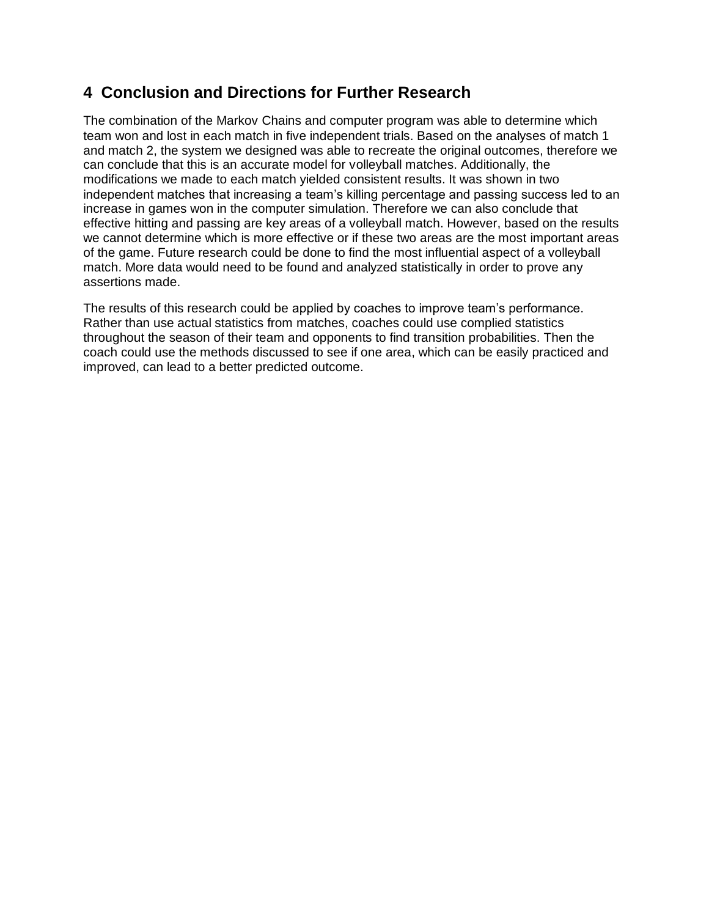## 4 Conclusion and Directions for Further Research

The combination of the Markov Chains and computer program was able to determine which team won and lost in each match in five independent trials. Based on the analyses of match 1 and match 2, the system we designed was able to recreate the original outcomes, therefore we can conclude that this is an accurate model for volleyball matches. Additionally, the modifications we made to each match yielded consistent results. It was shown in two independent matches that increasing a team's killing percentage and passing success led to an increase in games won in the computer simulation. Therefore we can also conclude that effective hitting and passing are key areas of a volleyball match. However, based on the results we cannot determine which is more effective or if these two areas are the most important areas of the game. Future research could be done to find the most influential aspect of a volleyball match. More data would need to be found and analyzed statistically in order to prove any assertions made.

The results of this research could be applied by coaches to improve team's performance. Rather than use actual statistics from matches, coaches could use complied statistics throughout the season of their team and opponents to find transition probabilities. Then the coach could use the methods discussed to see if one area, which can be easily practiced and improved, can lead to a better predicted outcome.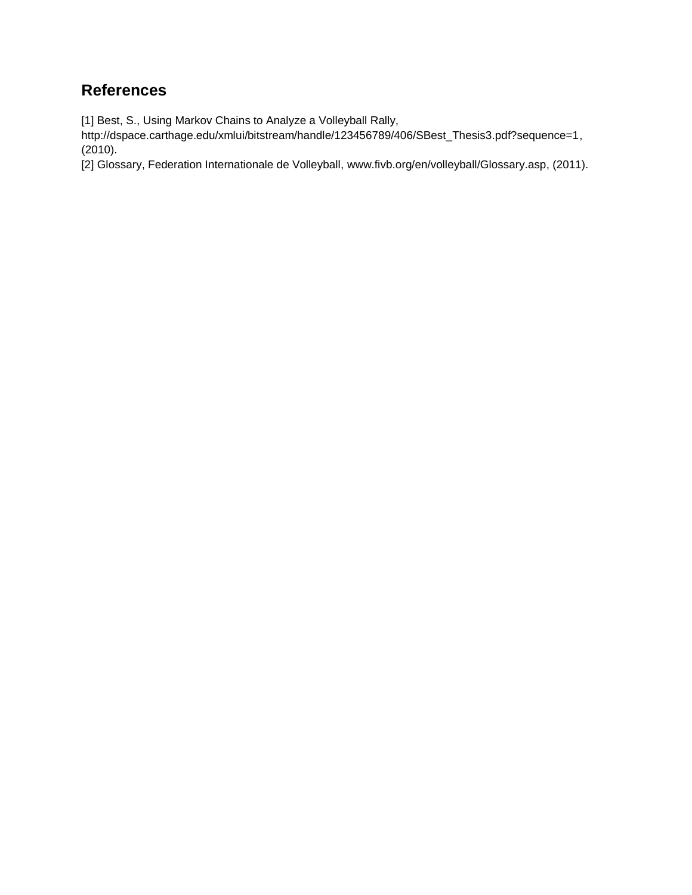## References

[1] Best, S., Using Markov Chains to Analyze a Volleyball Rally, http://dspace.carthage.edu/xmlui/bitstream/handle/123456789/406/SBest_Thesis3.pdf?sequence=1, (2010).

[2] Glossary, Federation Internationale de Volleyball, www.fivb.org/en/volleyball/Glossary.asp, (2011).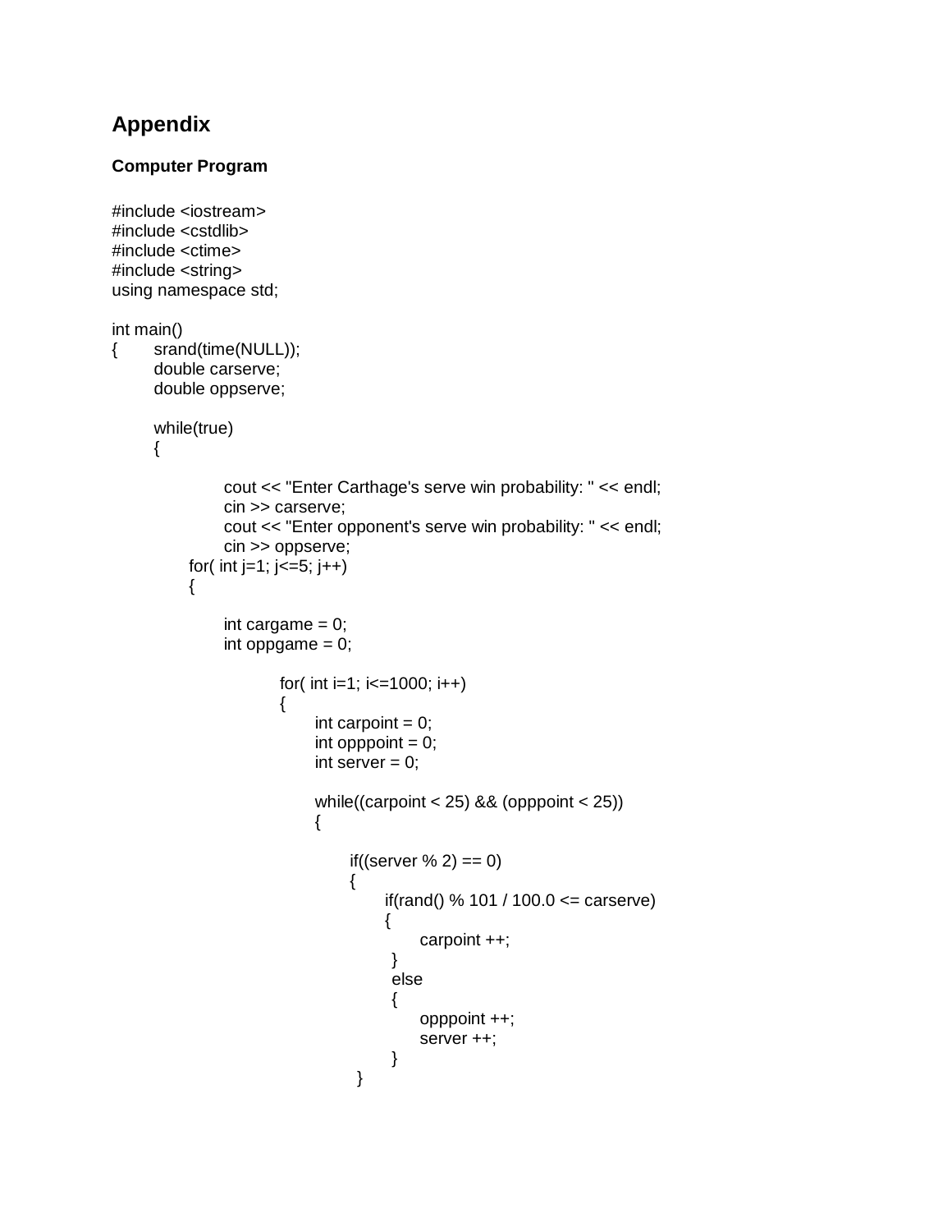# Appendix

**Computer Program**

```
#include <iostream>
#include <cstdlib>
#include <ctime>
#include <string>
using namespace std;

int main()
{       srand(time(NULL));
        double carserve;
        double oppserve;

        while(true)
        {

                cout << "Enter Carthage's serve win probability: " << endl;
                cin >> carserve;
                cout << "Enter opponent's serve win probability: " << endl;
                cin >> oppserve;
            for( int j=1; j<=5; j++)
            {

                int cargame = 0;
                int oppgame = 0;

                        for( int i=1; i<=1000; i++)
                        {
                            int carpoint = 0;
                            int opppoint = 0;
                            int server = 0;

                            while((carpoint < 25) && (opppoint < 25))
                            {

                                if((server % 2) == 0)
                                {
                                    if(rand() % 101 / 100.0 <= carserve)
                                    {
                                        carpoint ++;
                                     }
                                     else
                                     {
                                        opppoint ++;
                                        server ++;
                                     }
                                 }
```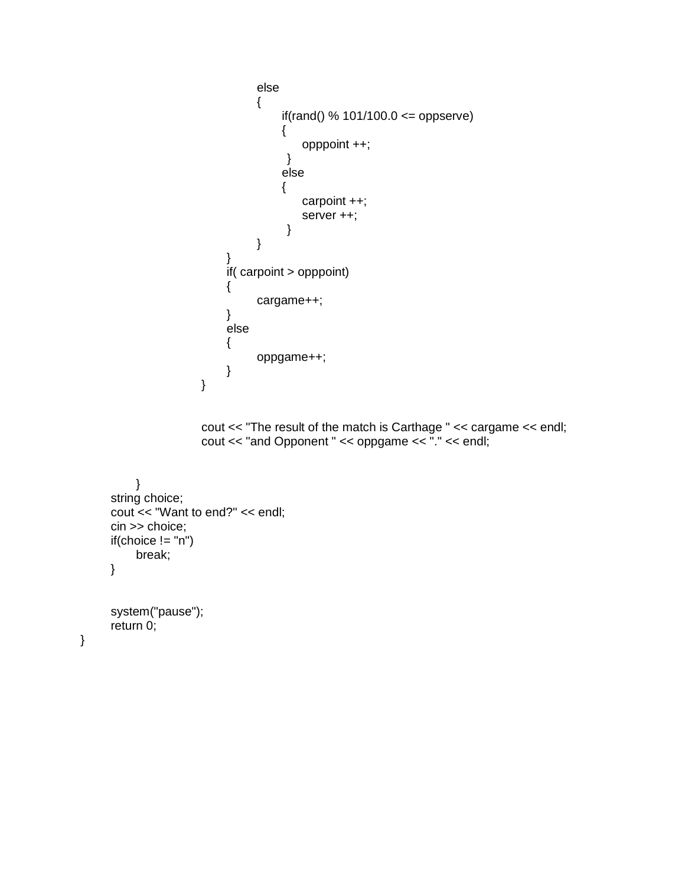```
                        else
                        {
                            if(rand() % 101/100.0 <= oppserve)
                            {
                                opppoint ++;
                             }
                            else
                            {
                                carpoint ++;
                                server ++;
                             }
                        }
                    }
                    if( carpoint > opppoint)
                    {
                        cargame++;
                    }
                    else
                    {
                        oppgame++;
                    }
                }


                cout << "The result of the match is Carthage " << cargame << endl;
                cout << "and Opponent " << oppgame << "." << endl;


        }
    string choice;
    cout << "Want to end?" << endl;
    cin >> choice;
    if(choice != "n")
        break;
    }


    system("pause");
    return 0;
}
```